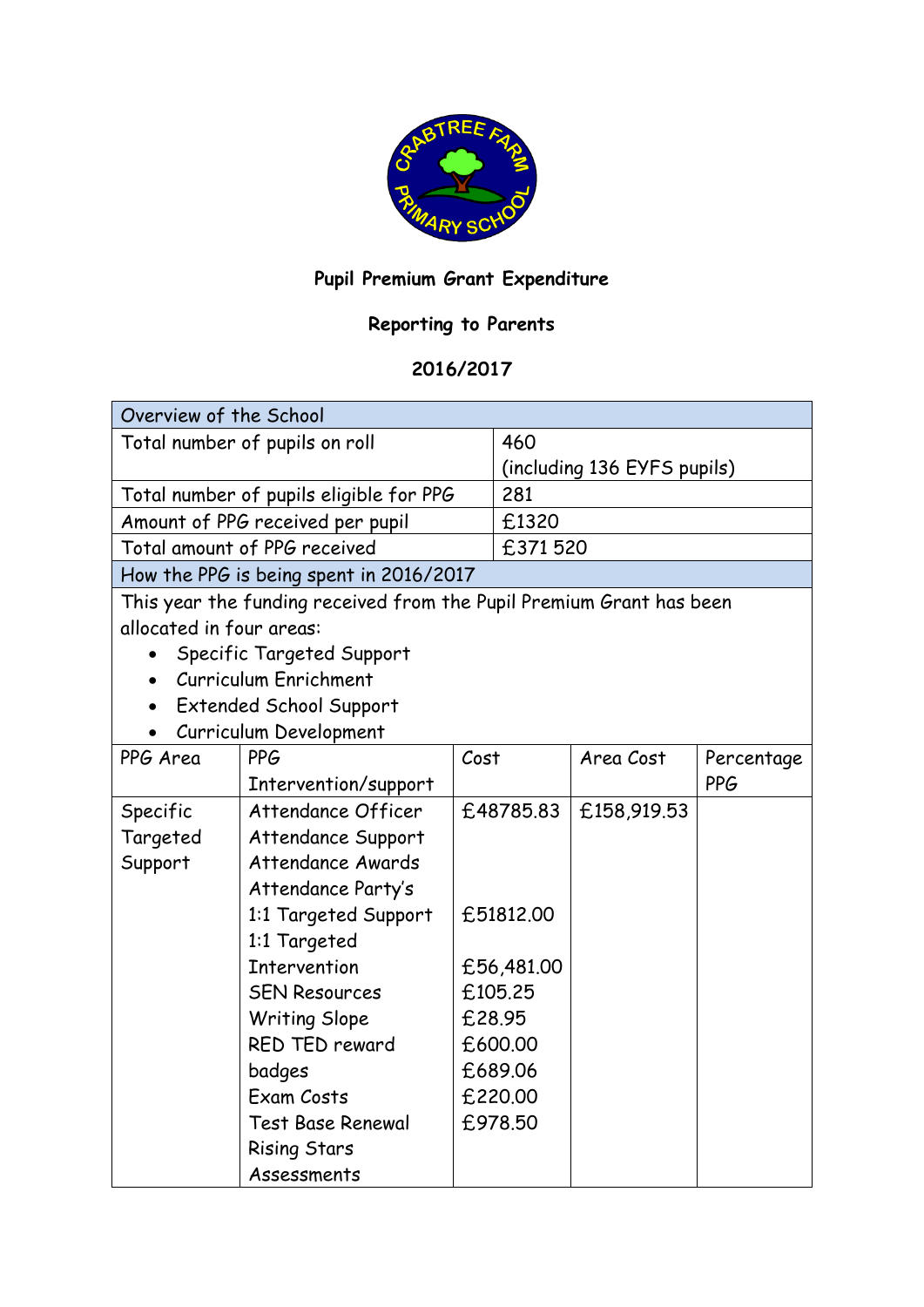## Pupil Premium Grant Expenditure

## Reporting to Parents

## 2016/2017

| Overview of the School | |
|---|---|
| Total number of pupils on roll | 460 (including 136 EYFS pupils) |
| Total number of pupils eligible for PPG | 281 |
| Amount of PPG received per pupil | £1320 |
| Total amount of PPG received | £371 520 |

**How the PPG is being spent in 2016/2017**

This year the funding received from the Pupil Premium Grant has been allocated in four areas:

- Specific Targeted Support
- Curriculum Enrichment
- Extended School Support
- Curriculum Development

| PPG Area | PPG Intervention/support | Cost | Area Cost | Percentage PPG |
|---|---|---|---|---|
| Specific Targeted Support | Attendance Officer<br>Attendance Support<br>Attendance Awards<br>Attendance Party's | £48785.83 | £158,919.53 | |
| | 1:1 Targeted Support | £51812.00 | | |
| | 1:1 Targeted Intervention | £56,481.00 | | |
| | SEN Resources | £105.25 | | |
| | Writing Slope | £28.95 | | |
| | RED TED reward | £600.00 | | |
| | badges | £689.06 | | |
| | Exam Costs | £220.00 | | |
| | Test Base Renewal | £978.50 | | |
| | Rising Stars Assessments | | | |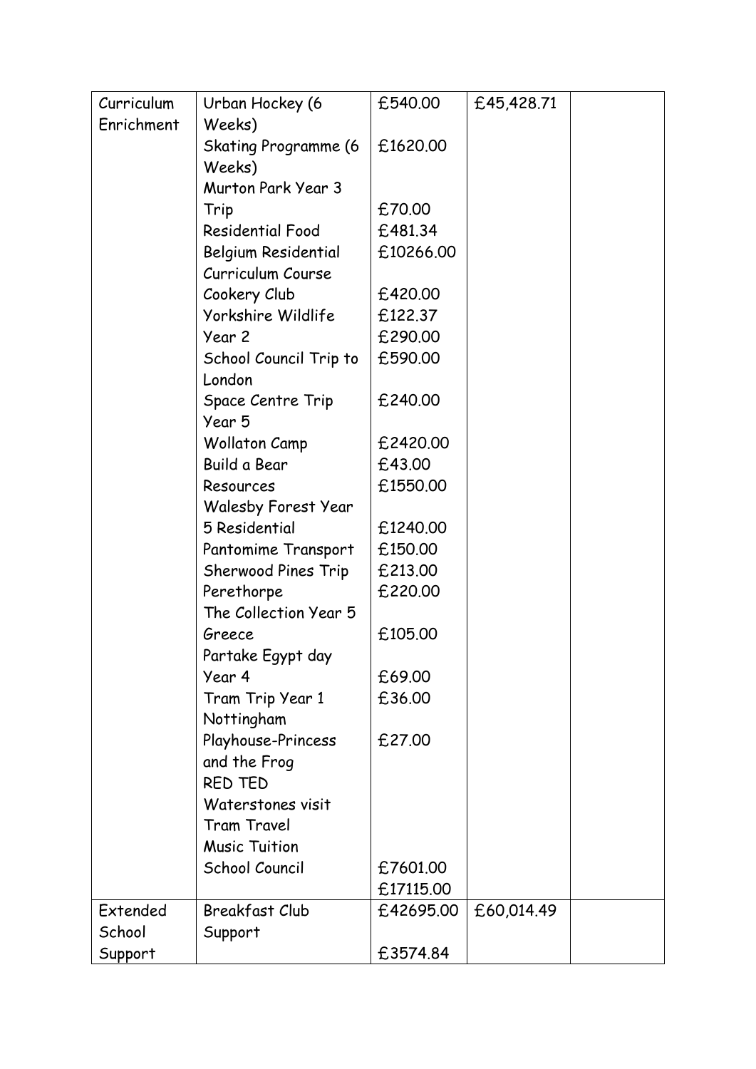| Curriculum Enrichment | Urban Hockey (6 Weeks)<br>Skating Programme (6 Weeks)<br>Murton Park Year 3 Trip<br>Residential Food<br>Belgium Residential Curriculum Course<br>Cookery Club<br>Yorkshire Wildlife<br>Year 2<br>School Council Trip to London<br>Space Centre Trip Year 5<br>Wollaton Camp<br>Build a Bear<br>Resources<br>Walesby Forest Year 5 Residential<br>Pantomime Transport<br>Sherwood Pines Trip<br>Perethorpe<br>The Collection Year 5 Greece<br>Partake Egypt day Year 4<br>Tram Trip Year 1<br>Nottingham Playhouse-Princess and the Frog<br>RED TED<br>Waterstones visit<br>Tram Travel<br>Music Tuition<br>School Council | £540.00<br>£1620.00<br>£70.00<br>£481.34<br>£10266.00<br>£420.00<br>£122.37<br>£290.00<br>£590.00<br>£240.00<br>£2420.00<br>£43.00<br>£1550.00<br>£1240.00<br>£150.00<br>£213.00<br>£220.00<br>£105.00<br>£69.00<br>£36.00<br>£27.00<br>£7601.00<br>£17115.00 | £45,428.71 | |
|---|---|---|---|---|
| Extended School Support | Breakfast Club Support | £42695.00<br>£3574.84 | £60,014.49 | |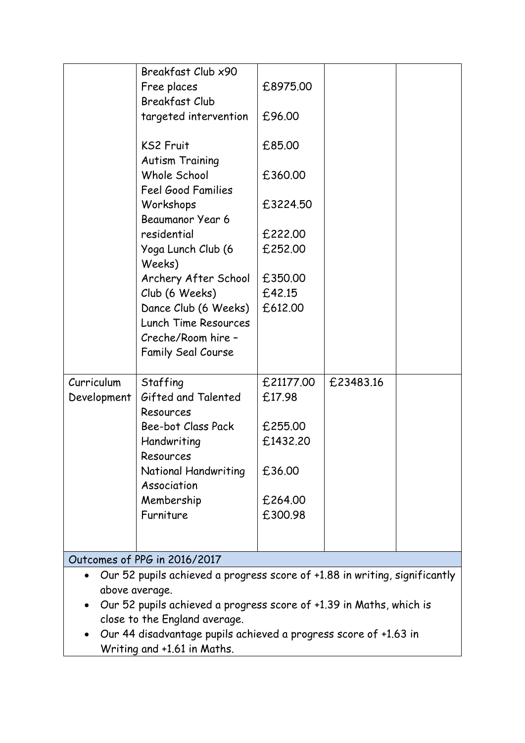| | | | | |
|---|---|---|---|---|
| | Breakfast Club x90 Free places<br>Breakfast Club targeted intervention<br>KS2 Fruit<br>Autism Training Whole School<br>Feel Good Families Workshops<br>Beaumanor Year 6 residential<br>Yoga Lunch Club (6 Weeks)<br>Archery After School Club (6 Weeks)<br>Dance Club (6 Weeks)<br>Lunch Time Resources<br>Creche/Room hire – Family Seal Course | £8975.00<br>£96.00<br>£85.00<br>£360.00<br>£3224.50<br>£222.00<br>£252.00<br>£350.00<br>£42.15<br>£612.00 | | |
| Curriculum Development | Staffing<br>Gifted and Talented Resources<br>Bee-bot Class Pack<br>Handwriting Resources<br>National Handwriting Association Membership<br>Furniture | £21177.00<br>£17.98<br>£255.00<br>£1432.20<br>£36.00<br>£264.00<br>£300.98 | £23483.16 | |

**Outcomes of PPG in 2016/2017**

- Our 52 pupils achieved a progress score of +1.88 in writing, significantly above average.
- Our 52 pupils achieved a progress score of +1.39 in Maths, which is close to the England average.
- Our 44 disadvantage pupils achieved a progress score of +1.63 in Writing and +1.61 in Maths.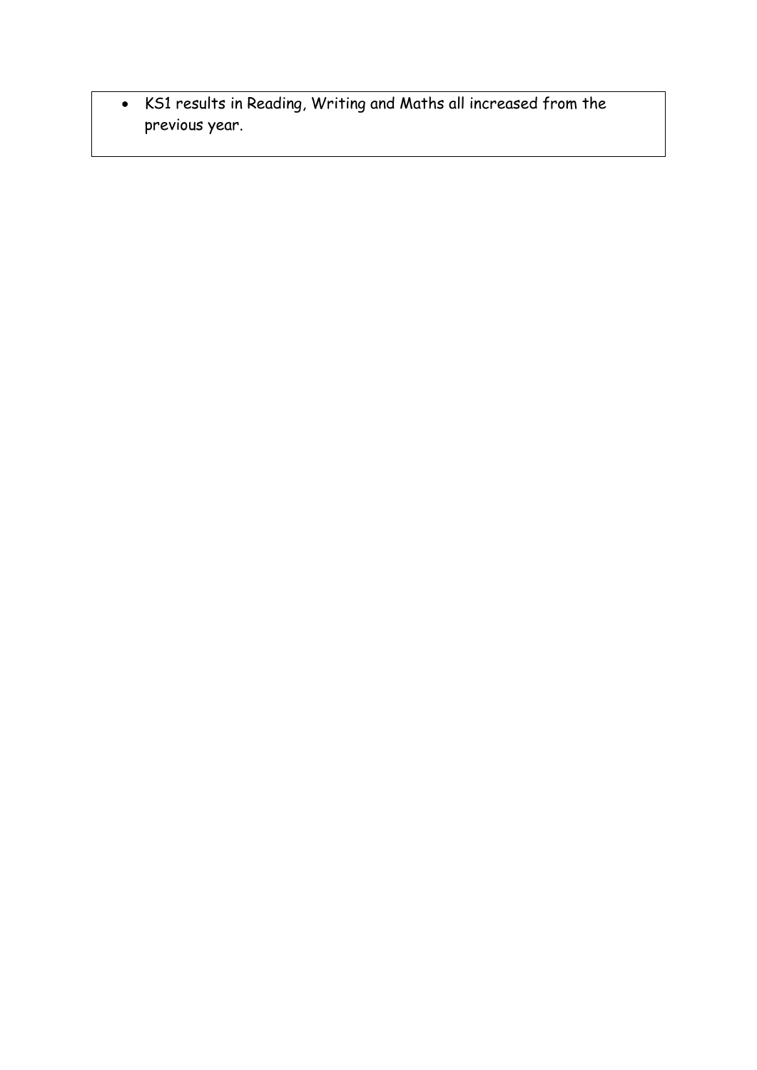- KS1 results in Reading, Writing and Maths all increased from the previous year.